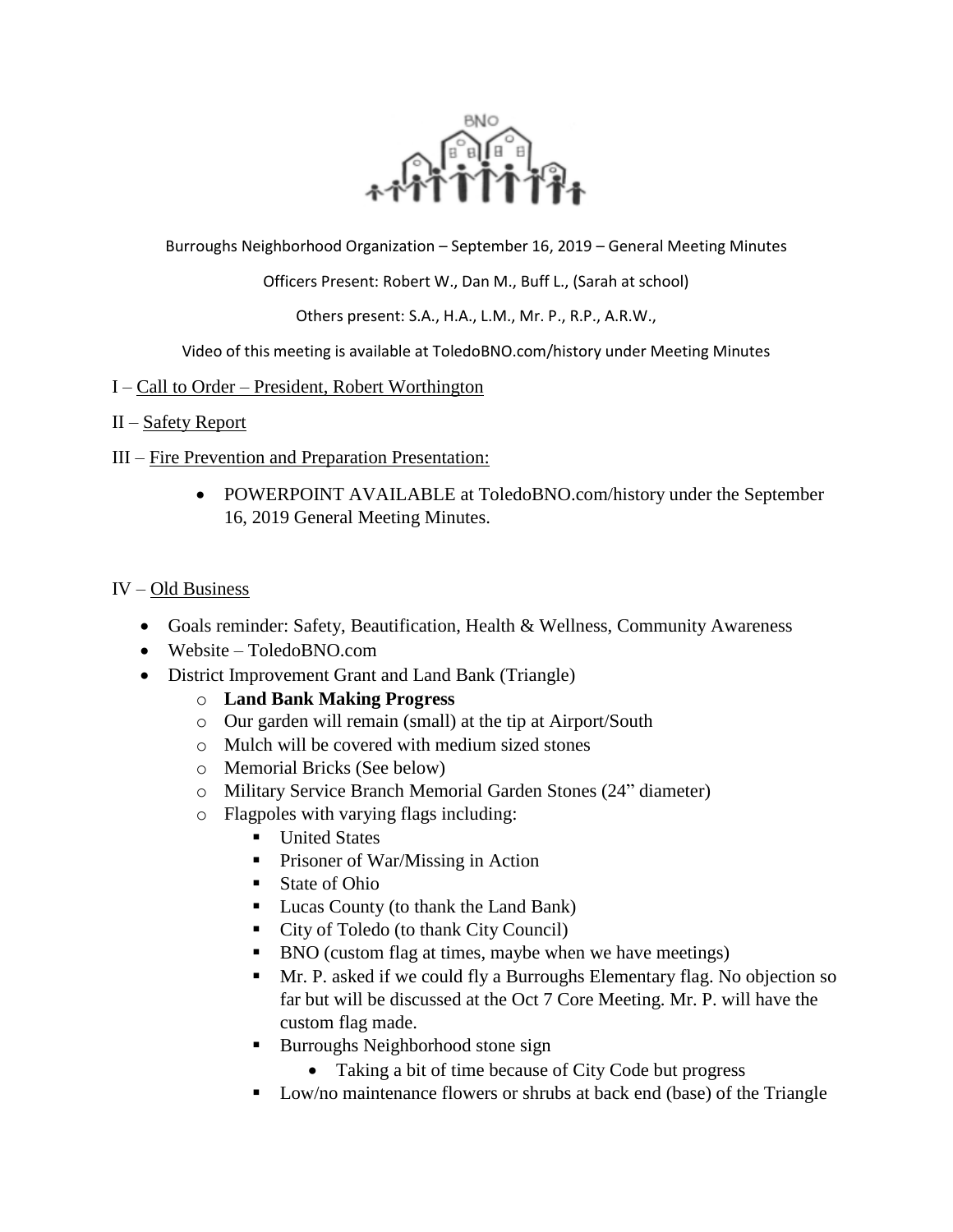Burroughs Neighborhood Organization – September 16, 2019 – General Meeting Minutes

Officers Present: Robert W., Dan M., Buff L., (Sarah at school)

Others present: S.A., H.A., L.M., Mr. P., R.P., A.R.W.,

Video of this meeting is available at ToledoBNO.com/history under Meeting Minutes

I – Call to Order – President, Robert Worthington

II – Safety Report

III – Fire Prevention and Preparation Presentation:

- POWERPOINT AVAILABLE at ToledoBNO.com/history under the September 16, 2019 General Meeting Minutes.

IV – Old Business

- Goals reminder: Safety, Beautification, Health & Wellness, Community Awareness
- Website – ToledoBNO.com
- District Improvement Grant and Land Bank (Triangle)
  - **Land Bank Making Progress**
  - Our garden will remain (small) at the tip at Airport/South
  - Mulch will be covered with medium sized stones
  - Memorial Bricks (See below)
  - Military Service Branch Memorial Garden Stones (24" diameter)
  - Flagpoles with varying flags including:
    - United States
    - Prisoner of War/Missing in Action
    - State of Ohio
    - Lucas County (to thank the Land Bank)
    - City of Toledo (to thank City Council)
    - BNO (custom flag at times, maybe when we have meetings)
    - Mr. P. asked if we could fly a Burroughs Elementary flag. No objection so far but will be discussed at the Oct 7 Core Meeting. Mr. P. will have the custom flag made.
    - Burroughs Neighborhood stone sign
      - Taking a bit of time because of City Code but progress
    - Low/no maintenance flowers or shrubs at back end (base) of the Triangle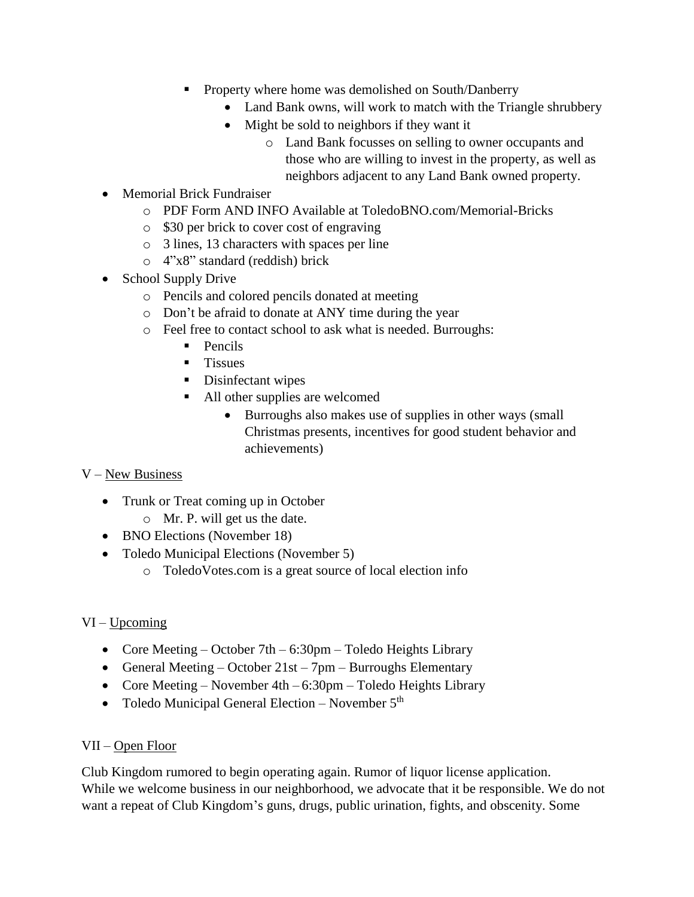- Property where home was demolished on South/Danberry
            - Land Bank owns, will work to match with the Triangle shrubbery
            - Might be sold to neighbors if they want it
                - Land Bank focusses on selling to owner occupants and those who are willing to invest in the property, as well as neighbors adjacent to any Land Bank owned property.

- Memorial Brick Fundraiser
    - PDF Form AND INFO Available at ToledoBNO.com/Memorial-Bricks
    - $30 per brick to cover cost of engraving
    - 3 lines, 13 characters with spaces per line
    - 4"x8" standard (reddish) brick
- School Supply Drive
    - Pencils and colored pencils donated at meeting
    - Don't be afraid to donate at ANY time during the year
    - Feel free to contact school to ask what is needed. Burroughs:
        - Pencils
        - Tissues
        - Disinfectant wipes
        - All other supplies are welcomed
            - Burroughs also makes use of supplies in other ways (small Christmas presents, incentives for good student behavior and achievements)

V – <u>New Business</u>

- Trunk or Treat coming up in October
    - Mr. P. will get us the date.
- BNO Elections (November 18)
- Toledo Municipal Elections (November 5)
    - ToledoVotes.com is a great source of local election info

VI – <u>Upcoming</u>

- Core Meeting – October 7th – 6:30pm – Toledo Heights Library
- General Meeting – October 21st – 7pm – Burroughs Elementary
- Core Meeting – November 4th – 6:30pm – Toledo Heights Library
- Toledo Municipal General Election – November 5th

VII – <u>Open Floor</u>

Club Kingdom rumored to begin operating again. Rumor of liquor license application.
While we welcome business in our neighborhood, we advocate that it be responsible. We do not want a repeat of Club Kingdom's guns, drugs, public urination, fights, and obscenity. Some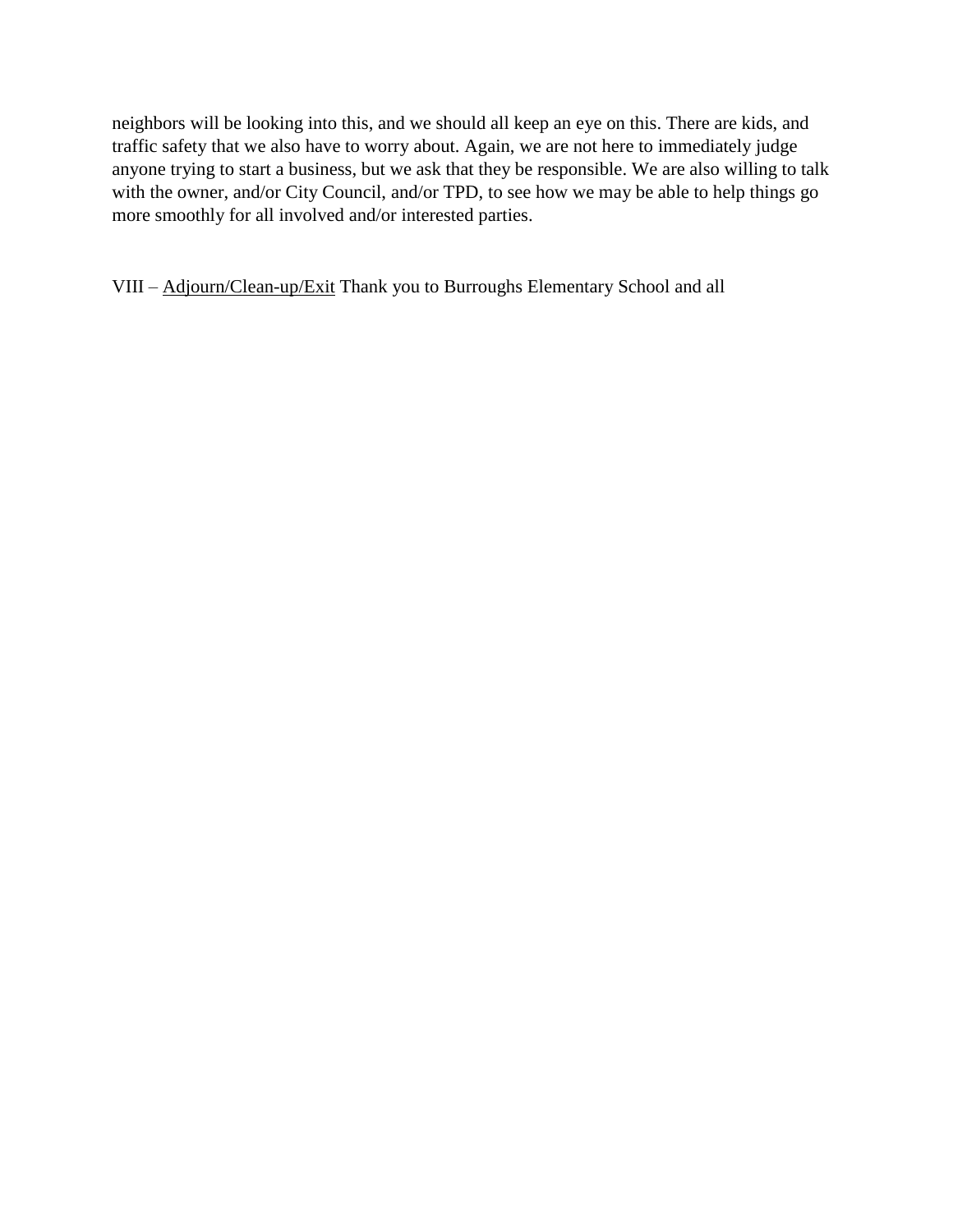neighbors will be looking into this, and we should all keep an eye on this. There are kids, and traffic safety that we also have to worry about. Again, we are not here to immediately judge anyone trying to start a business, but we ask that they be responsible. We are also willing to talk with the owner, and/or City Council, and/or TPD, to see how we may be able to help things go more smoothly for all involved and/or interested parties.

VIII – <u>Adjourn/Clean-up/Exit</u> Thank you to Burroughs Elementary School and all